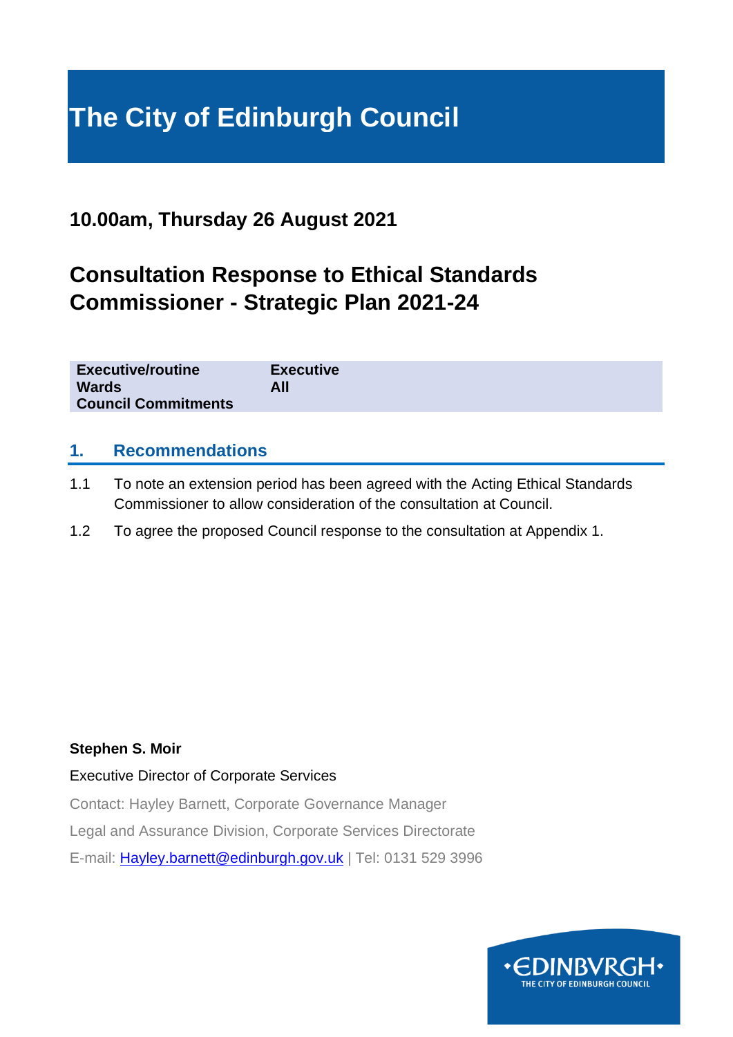# The City of Edinburgh Council

## 10.00am, Thursday 26 August 2021

## Consultation Response to Ethical Standards Commissioner - Strategic Plan 2021-24

| | |
|---|---|
| **Executive/routine** | **Executive** |
| **Wards** | **All** |
| **Council Commitments** | |

## 1. Recommendations

1.1 To note an extension period has been agreed with the Acting Ethical Standards Commissioner to allow consideration of the consultation at Council.

1.2 To agree the proposed Council response to the consultation at Appendix 1.

**Stephen S. Moir**

Executive Director of Corporate Services

Contact: Hayley Barnett, Corporate Governance Manager

Legal and Assurance Division, Corporate Services Directorate

E-mail: Hayley.barnett@edinburgh.gov.uk | Tel: 0131 529 3996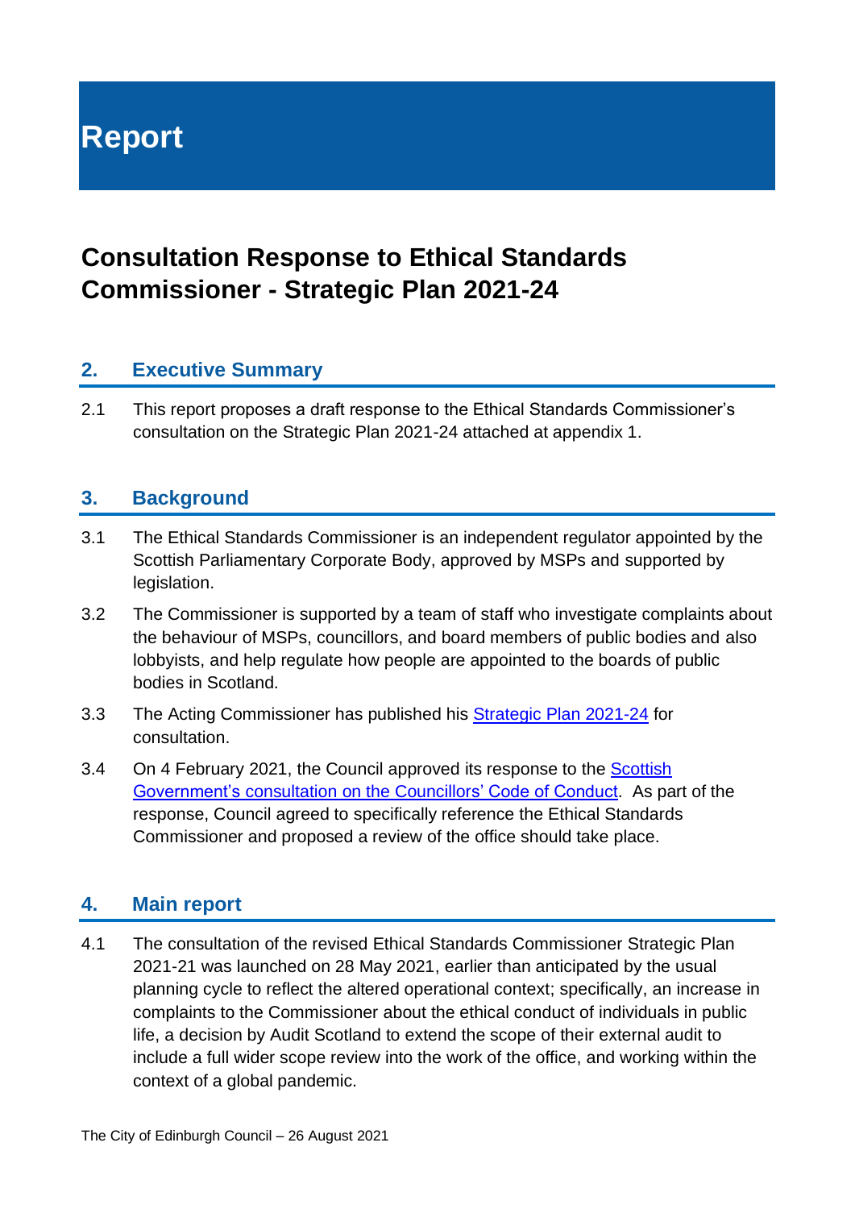# Report

## Consultation Response to Ethical Standards Commissioner - Strategic Plan 2021-24

### 2. Executive Summary

2.1 This report proposes a draft response to the Ethical Standards Commissioner's consultation on the Strategic Plan 2021-24 attached at appendix 1.

### 3. Background

3.1 The Ethical Standards Commissioner is an independent regulator appointed by the Scottish Parliamentary Corporate Body, approved by MSPs and supported by legislation.

3.2 The Commissioner is supported by a team of staff who investigate complaints about the behaviour of MSPs, councillors, and board members of public bodies and also lobbyists, and help regulate how people are appointed to the boards of public bodies in Scotland.

3.3 The Acting Commissioner has published his Strategic Plan 2021-24 for consultation.

3.4 On 4 February 2021, the Council approved its response to the Scottish Government's consultation on the Councillors' Code of Conduct. As part of the response, Council agreed to specifically reference the Ethical Standards Commissioner and proposed a review of the office should take place.

### 4. Main report

4.1 The consultation of the revised Ethical Standards Commissioner Strategic Plan 2021-21 was launched on 28 May 2021, earlier than anticipated by the usual planning cycle to reflect the altered operational context; specifically, an increase in complaints to the Commissioner about the ethical conduct of individuals in public life, a decision by Audit Scotland to extend the scope of their external audit to include a full wider scope review into the work of the office, and working within the context of a global pandemic.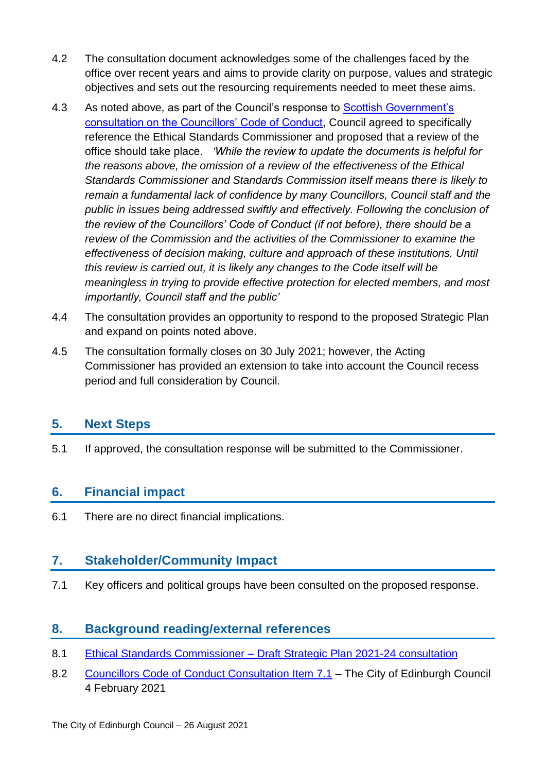4.2 The consultation document acknowledges some of the challenges faced by the office over recent years and aims to provide clarity on purpose, values and strategic objectives and sets out the resourcing requirements needed to meet these aims.

4.3 As noted above, as part of the Council's response to [Scottish Government's consultation on the Councillors' Code of Conduct](), Council agreed to specifically reference the Ethical Standards Commissioner and proposed that a review of the office should take place. *'While the review to update the documents is helpful for the reasons above, the omission of a review of the effectiveness of the Ethical Standards Commissioner and Standards Commission itself means there is likely to remain a fundamental lack of confidence by many Councillors, Council staff and the public in issues being addressed swiftly and effectively. Following the conclusion of the review of the Councillors' Code of Conduct (if not before), there should be a review of the Commission and the activities of the Commissioner to examine the effectiveness of decision making, culture and approach of these institutions. Until this review is carried out, it is likely any changes to the Code itself will be meaningless in trying to provide effective protection for elected members, and most importantly, Council staff and the public'*

4.4 The consultation provides an opportunity to respond to the proposed Strategic Plan and expand on points noted above.

4.5 The consultation formally closes on 30 July 2021; however, the Acting Commissioner has provided an extension to take into account the Council recess period and full consideration by Council.

## 5. Next Steps

5.1 If approved, the consultation response will be submitted to the Commissioner.

## 6. Financial impact

6.1 There are no direct financial implications.

## 7. Stakeholder/Community Impact

7.1 Key officers and political groups have been consulted on the proposed response.

## 8. Background reading/external references

8.1 [Ethical Standards Commissioner – Draft Strategic Plan 2021-24 consultation]()

8.2 [Councillors Code of Conduct Consultation Item 7.1]() – The City of Edinburgh Council 4 February 2021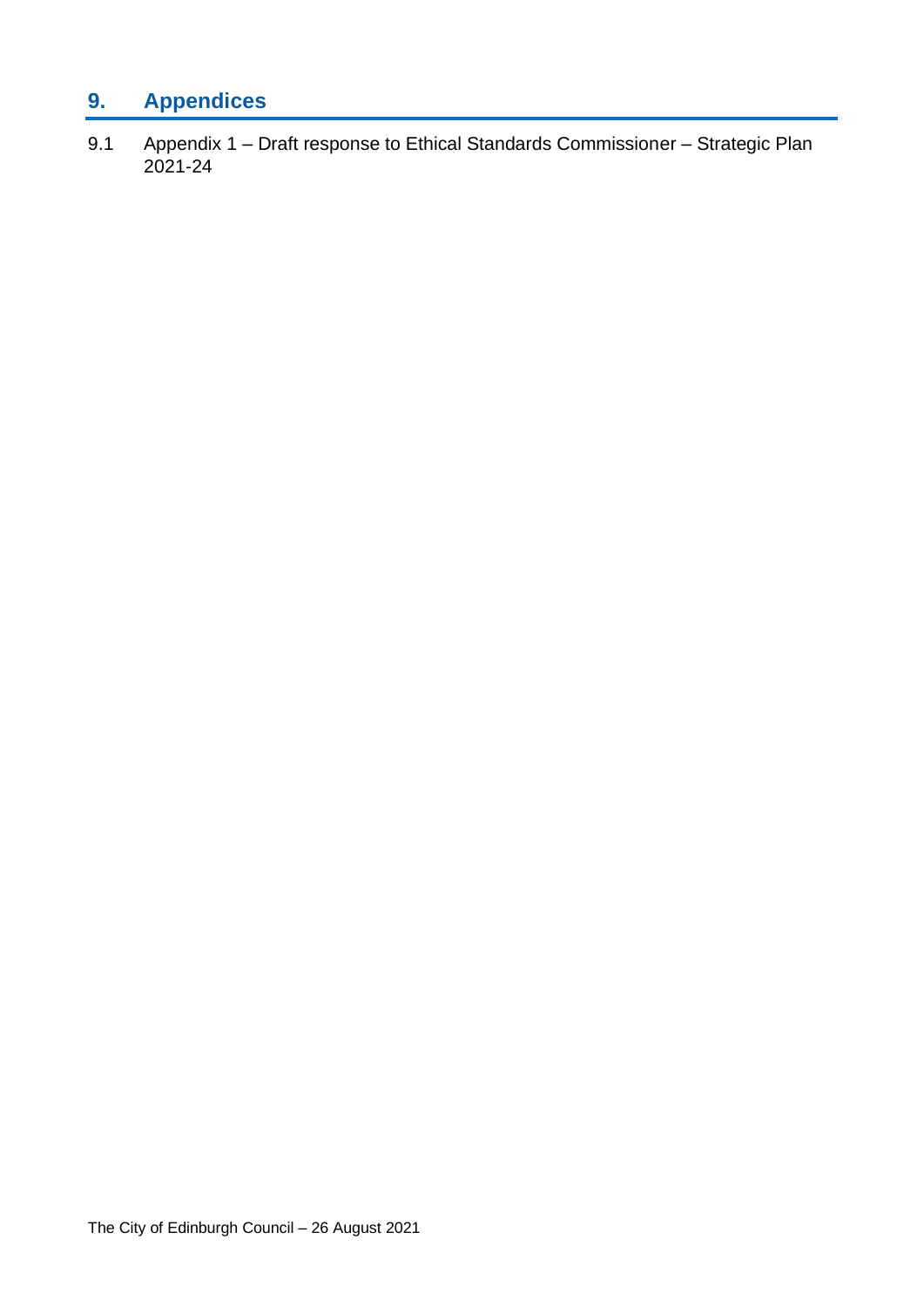## 9. Appendices

9.1 Appendix 1 – Draft response to Ethical Standards Commissioner – Strategic Plan 2021-24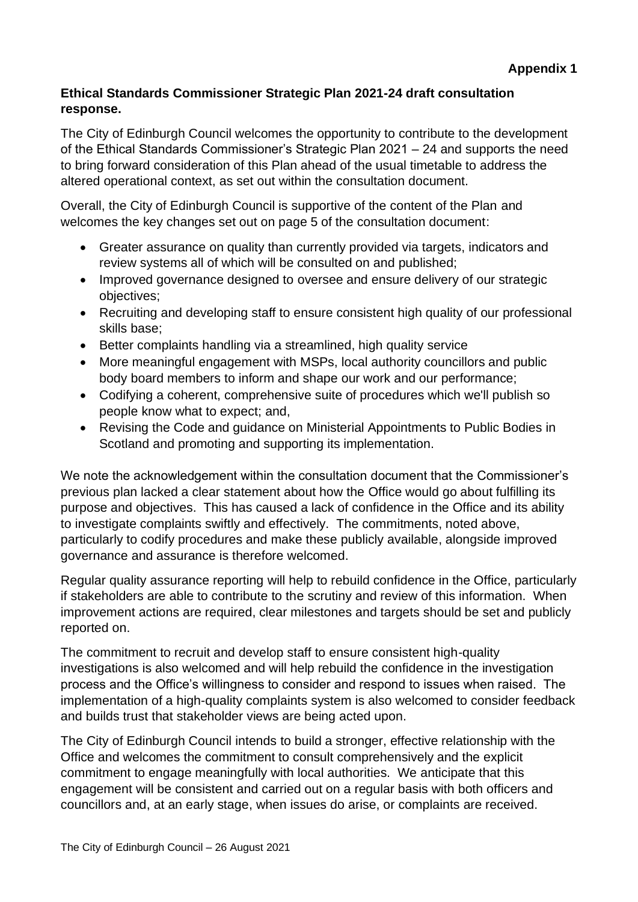**Appendix 1**

**Ethical Standards Commissioner Strategic Plan 2021-24 draft consultation response.**

The City of Edinburgh Council welcomes the opportunity to contribute to the development of the Ethical Standards Commissioner's Strategic Plan 2021 – 24 and supports the need to bring forward consideration of this Plan ahead of the usual timetable to address the altered operational context, as set out within the consultation document.

Overall, the City of Edinburgh Council is supportive of the content of the Plan and welcomes the key changes set out on page 5 of the consultation document:

- Greater assurance on quality than currently provided via targets, indicators and review systems all of which will be consulted on and published;
- Improved governance designed to oversee and ensure delivery of our strategic objectives;
- Recruiting and developing staff to ensure consistent high quality of our professional skills base;
- Better complaints handling via a streamlined, high quality service
- More meaningful engagement with MSPs, local authority councillors and public body board members to inform and shape our work and our performance;
- Codifying a coherent, comprehensive suite of procedures which we'll publish so people know what to expect; and,
- Revising the Code and guidance on Ministerial Appointments to Public Bodies in Scotland and promoting and supporting its implementation.

We note the acknowledgement within the consultation document that the Commissioner's previous plan lacked a clear statement about how the Office would go about fulfilling its purpose and objectives. This has caused a lack of confidence in the Office and its ability to investigate complaints swiftly and effectively. The commitments, noted above, particularly to codify procedures and make these publicly available, alongside improved governance and assurance is therefore welcomed.

Regular quality assurance reporting will help to rebuild confidence in the Office, particularly if stakeholders are able to contribute to the scrutiny and review of this information. When improvement actions are required, clear milestones and targets should be set and publicly reported on.

The commitment to recruit and develop staff to ensure consistent high-quality investigations is also welcomed and will help rebuild the confidence in the investigation process and the Office's willingness to consider and respond to issues when raised. The implementation of a high-quality complaints system is also welcomed to consider feedback and builds trust that stakeholder views are being acted upon.

The City of Edinburgh Council intends to build a stronger, effective relationship with the Office and welcomes the commitment to consult comprehensively and the explicit commitment to engage meaningfully with local authorities. We anticipate that this engagement will be consistent and carried out on a regular basis with both officers and councillors and, at an early stage, when issues do arise, or complaints are received.

The City of Edinburgh Council – 26 August 2021